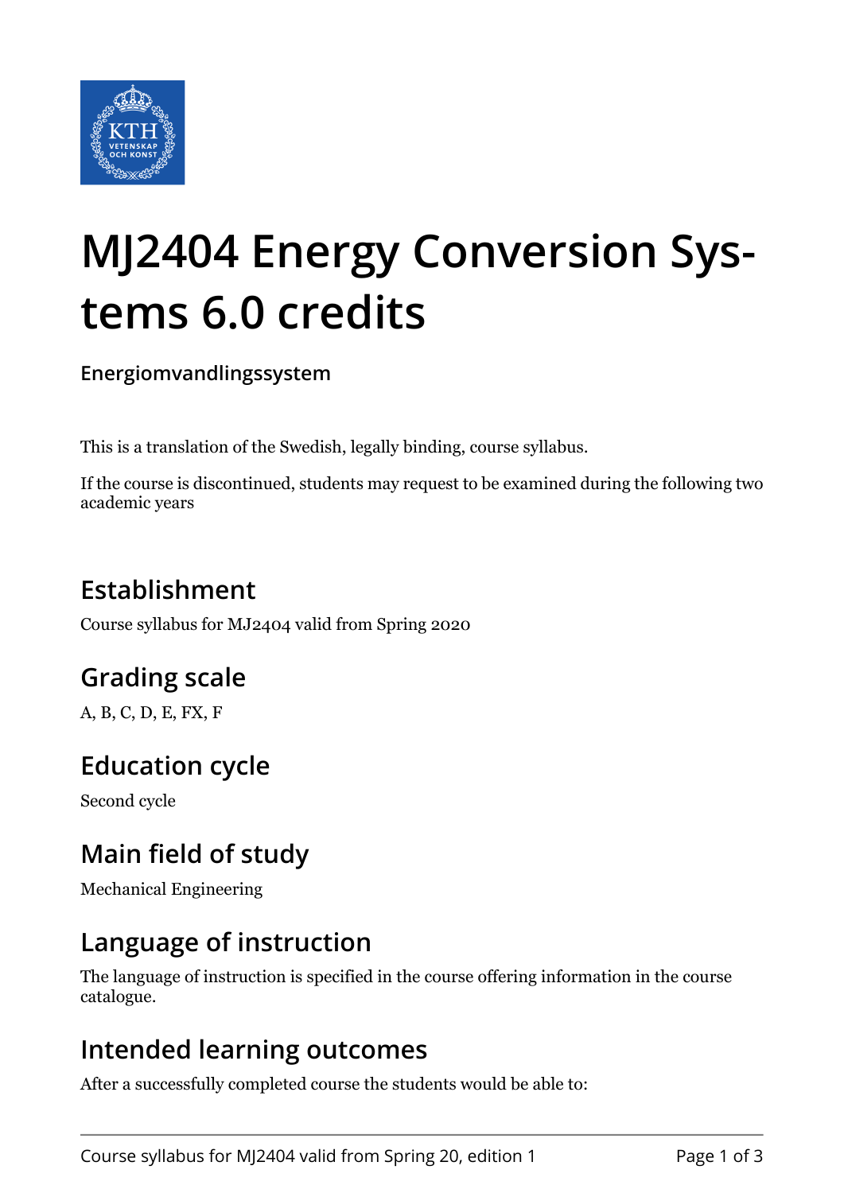# MJ2404 Energy Conversion Systems 6.0 credits

**Energiomvandlingssystem**

This is a translation of the Swedish, legally binding, course syllabus.

If the course is discontinued, students may request to be examined during the following two academic years

## Establishment

Course syllabus for MJ2404 valid from Spring 2020

## Grading scale

A, B, C, D, E, FX, F

## Education cycle

Second cycle

## Main field of study

Mechanical Engineering

## Language of instruction

The language of instruction is specified in the course offering information in the course catalogue.

## Intended learning outcomes

After a successfully completed course the students would be able to: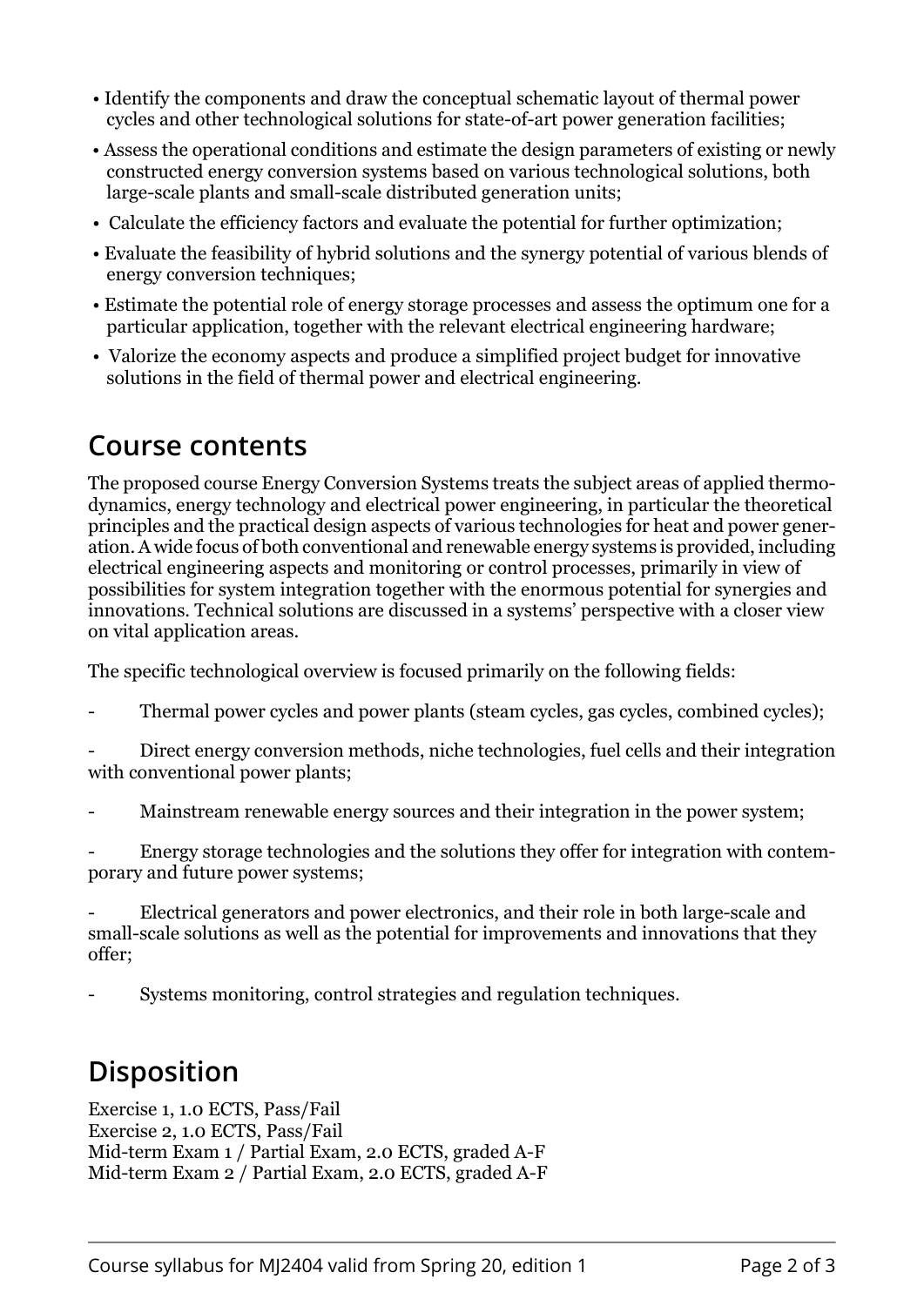- Identify the components and draw the conceptual schematic layout of thermal power cycles and other technological solutions for state-of-art power generation facilities;
- Assess the operational conditions and estimate the design parameters of existing or newly constructed energy conversion systems based on various technological solutions, both large-scale plants and small-scale distributed generation units;
- Calculate the efficiency factors and evaluate the potential for further optimization;
- Evaluate the feasibility of hybrid solutions and the synergy potential of various blends of energy conversion techniques;
- Estimate the potential role of energy storage processes and assess the optimum one for a particular application, together with the relevant electrical engineering hardware;
- Valorize the economy aspects and produce a simplified project budget for innovative solutions in the field of thermal power and electrical engineering.

## Course contents

The proposed course Energy Conversion Systems treats the subject areas of applied thermodynamics, energy technology and electrical power engineering, in particular the theoretical principles and the practical design aspects of various technologies for heat and power generation. A wide focus of both conventional and renewable energy systems is provided, including electrical engineering aspects and monitoring or control processes, primarily in view of possibilities for system integration together with the enormous potential for synergies and innovations. Technical solutions are discussed in a systems' perspective with a closer view on vital application areas.

The specific technological overview is focused primarily on the following fields:

- Thermal power cycles and power plants (steam cycles, gas cycles, combined cycles);
- Direct energy conversion methods, niche technologies, fuel cells and their integration with conventional power plants;
- Mainstream renewable energy sources and their integration in the power system;
- Energy storage technologies and the solutions they offer for integration with contemporary and future power systems;
- Electrical generators and power electronics, and their role in both large-scale and small-scale solutions as well as the potential for improvements and innovations that they offer;
- Systems monitoring, control strategies and regulation techniques.

## Disposition

Exercise 1, 1.0 ECTS, Pass/Fail
Exercise 2, 1.0 ECTS, Pass/Fail
Mid-term Exam 1 / Partial Exam, 2.0 ECTS, graded A-F
Mid-term Exam 2 / Partial Exam, 2.0 ECTS, graded A-F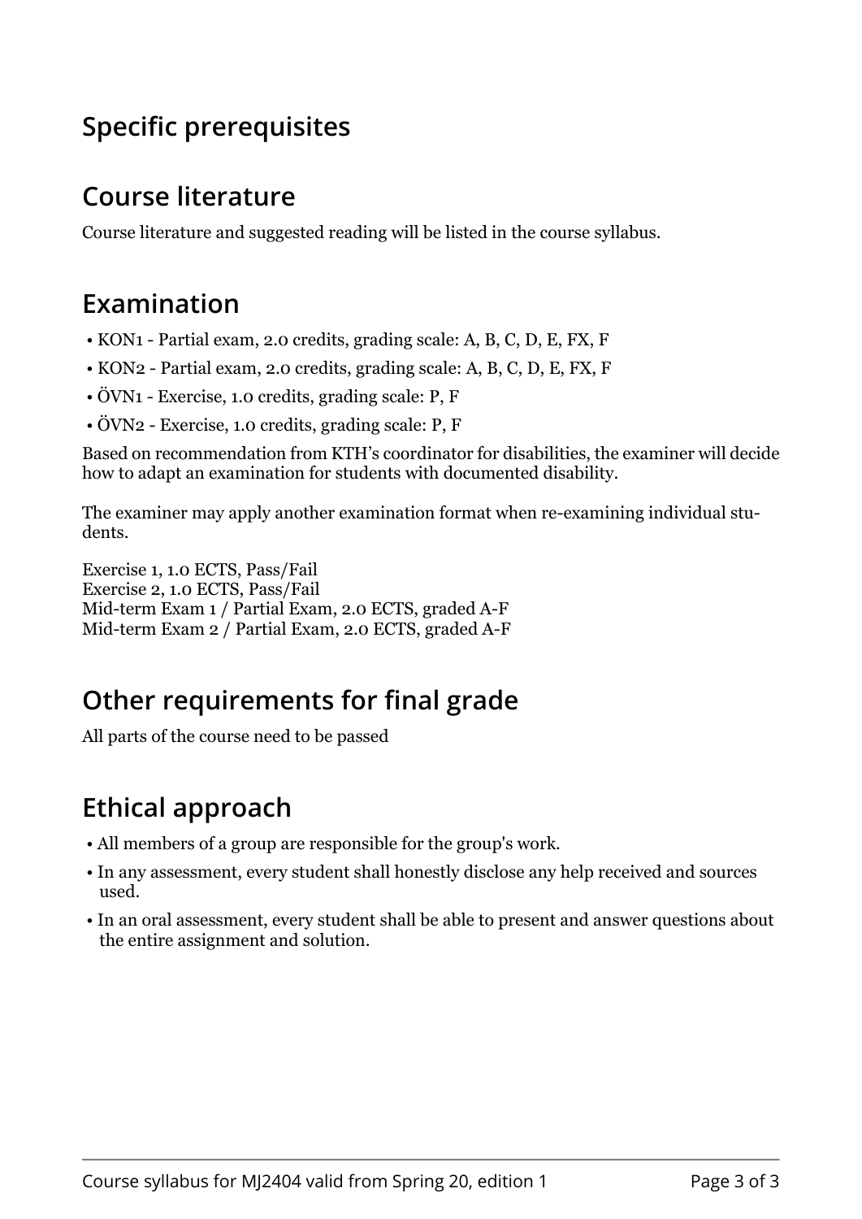## Specific prerequisites

## Course literature

Course literature and suggested reading will be listed in the course syllabus.

## Examination

- KON1 - Partial exam, 2.0 credits, grading scale: A, B, C, D, E, FX, F
- KON2 - Partial exam, 2.0 credits, grading scale: A, B, C, D, E, FX, F
- ÖVN1 - Exercise, 1.0 credits, grading scale: P, F
- ÖVN2 - Exercise, 1.0 credits, grading scale: P, F

Based on recommendation from KTH's coordinator for disabilities, the examiner will decide how to adapt an examination for students with documented disability.

The examiner may apply another examination format when re-examining individual students.

Exercise 1, 1.0 ECTS, Pass/Fail
Exercise 2, 1.0 ECTS, Pass/Fail
Mid-term Exam 1 / Partial Exam, 2.0 ECTS, graded A-F
Mid-term Exam 2 / Partial Exam, 2.0 ECTS, graded A-F

## Other requirements for final grade

All parts of the course need to be passed

## Ethical approach

- All members of a group are responsible for the group's work.
- In any assessment, every student shall honestly disclose any help received and sources used.
- In an oral assessment, every student shall be able to present and answer questions about the entire assignment and solution.